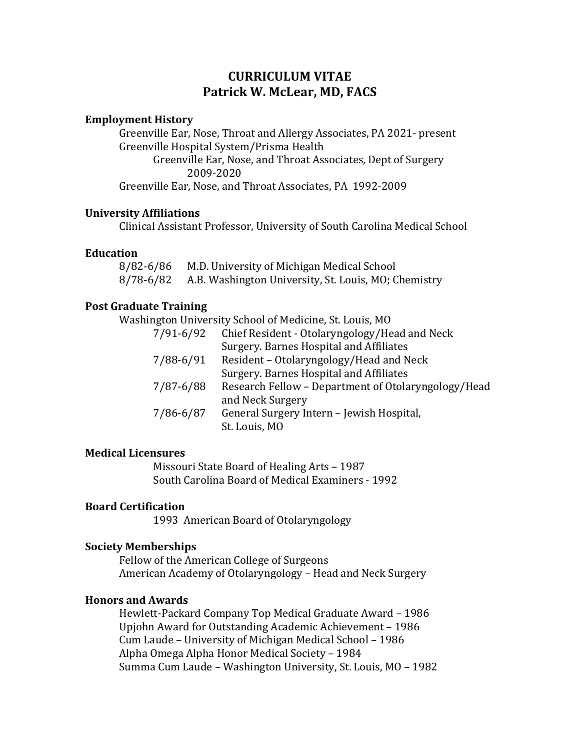# CURRICULUM VITAE
# Patrick W. McLear, MD, FACS

## Employment History

Greenville Ear, Nose, Throat and Allergy Associates, PA 2021- present
Greenville Hospital System/Prisma Health
Greenville Ear, Nose, and Throat Associates, Dept of Surgery 2009-2020
Greenville Ear, Nose, and Throat Associates, PA 1992-2009

## University Affiliations

Clinical Assistant Professor, University of South Carolina Medical School

## Education

8/82-6/86 M.D. University of Michigan Medical School
8/78-6/82 A.B. Washington University, St. Louis, MO; Chemistry

## Post Graduate Training

Washington University School of Medicine, St. Louis, MO

7/91-6/92 Chief Resident - Otolaryngology/Head and Neck Surgery. Barnes Hospital and Affiliates
7/88-6/91 Resident – Otolaryngology/Head and Neck Surgery. Barnes Hospital and Affiliates
7/87-6/88 Research Fellow – Department of Otolaryngology/Head and Neck Surgery
7/86-6/87 General Surgery Intern – Jewish Hospital, St. Louis, MO

## Medical Licensures

Missouri State Board of Healing Arts – 1987
South Carolina Board of Medical Examiners - 1992

## Board Certification

1993 American Board of Otolaryngology

## Society Memberships

Fellow of the American College of Surgeons
American Academy of Otolaryngology – Head and Neck Surgery

## Honors and Awards

Hewlett-Packard Company Top Medical Graduate Award – 1986
Upjohn Award for Outstanding Academic Achievement – 1986
Cum Laude – University of Michigan Medical School – 1986
Alpha Omega Alpha Honor Medical Society – 1984
Summa Cum Laude – Washington University, St. Louis, MO – 1982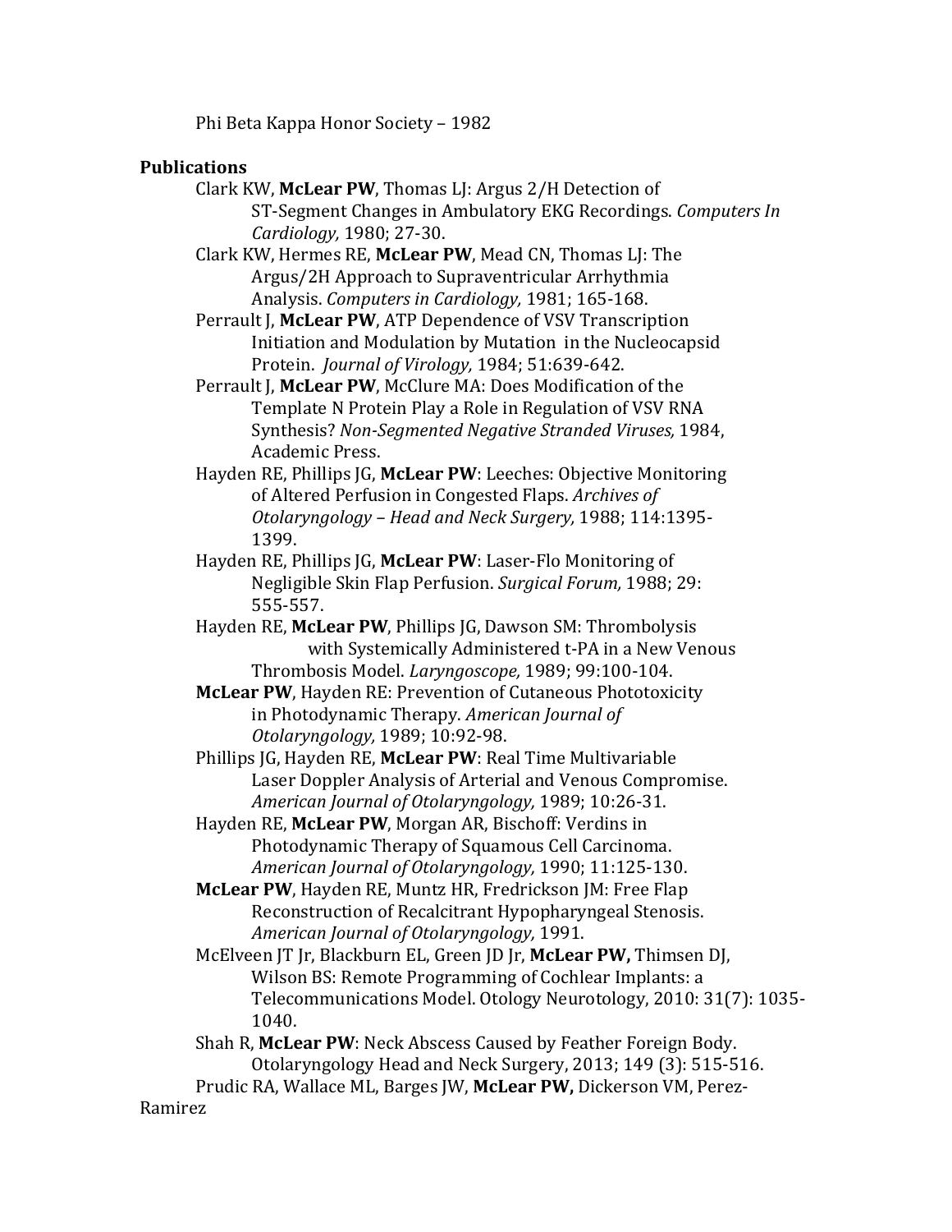Phi Beta Kappa Honor Society – 1982

**Publications**

Clark KW, **McLear PW**, Thomas LJ: Argus 2/H Detection of ST-Segment Changes in Ambulatory EKG Recordings. *Computers In Cardiology,* 1980; 27-30.

Clark KW, Hermes RE, **McLear PW**, Mead CN, Thomas LJ: The Argus/2H Approach to Supraventricular Arrhythmia Analysis. *Computers in Cardiology,* 1981; 165-168.

Perrault J, **McLear PW**, ATP Dependence of VSV Transcription Initiation and Modulation by Mutation in the Nucleocapsid Protein. *Journal of Virology,* 1984; 51:639-642.

Perrault J, **McLear PW**, McClure MA: Does Modification of the Template N Protein Play a Role in Regulation of VSV RNA Synthesis? *Non-Segmented Negative Stranded Viruses,* 1984, Academic Press.

Hayden RE, Phillips JG, **McLear PW**: Leeches: Objective Monitoring of Altered Perfusion in Congested Flaps. *Archives of Otolaryngology – Head and Neck Surgery,* 1988; 114:1395-1399.

Hayden RE, Phillips JG, **McLear PW**: Laser-Flo Monitoring of Negligible Skin Flap Perfusion. *Surgical Forum,* 1988; 29: 555-557.

Hayden RE, **McLear PW**, Phillips JG, Dawson SM: Thrombolysis with Systemically Administered t-PA in a New Venous Thrombosis Model. *Laryngoscope,* 1989; 99:100-104.

**McLear PW**, Hayden RE: Prevention of Cutaneous Phototoxicity in Photodynamic Therapy. *American Journal of Otolaryngology,* 1989; 10:92-98.

Phillips JG, Hayden RE, **McLear PW**: Real Time Multivariable Laser Doppler Analysis of Arterial and Venous Compromise. *American Journal of Otolaryngology,* 1989; 10:26-31.

Hayden RE, **McLear PW**, Morgan AR, Bischoff: Verdins in Photodynamic Therapy of Squamous Cell Carcinoma. *American Journal of Otolaryngology,* 1990; 11:125-130.

**McLear PW**, Hayden RE, Muntz HR, Fredrickson JM: Free Flap Reconstruction of Recalcitrant Hypopharyngeal Stenosis. *American Journal of Otolaryngology,* 1991.

McElveen JT Jr, Blackburn EL, Green JD Jr, **McLear PW,** Thimsen DJ, Wilson BS: Remote Programming of Cochlear Implants: a Telecommunications Model. Otology Neurotology, 2010: 31(7): 1035-1040.

Shah R, **McLear PW**: Neck Abscess Caused by Feather Foreign Body. Otolaryngology Head and Neck Surgery, 2013; 149 (3): 515-516.

Prudic RA, Wallace ML, Barges JW, **McLear PW,** Dickerson VM, Perez-Ramirez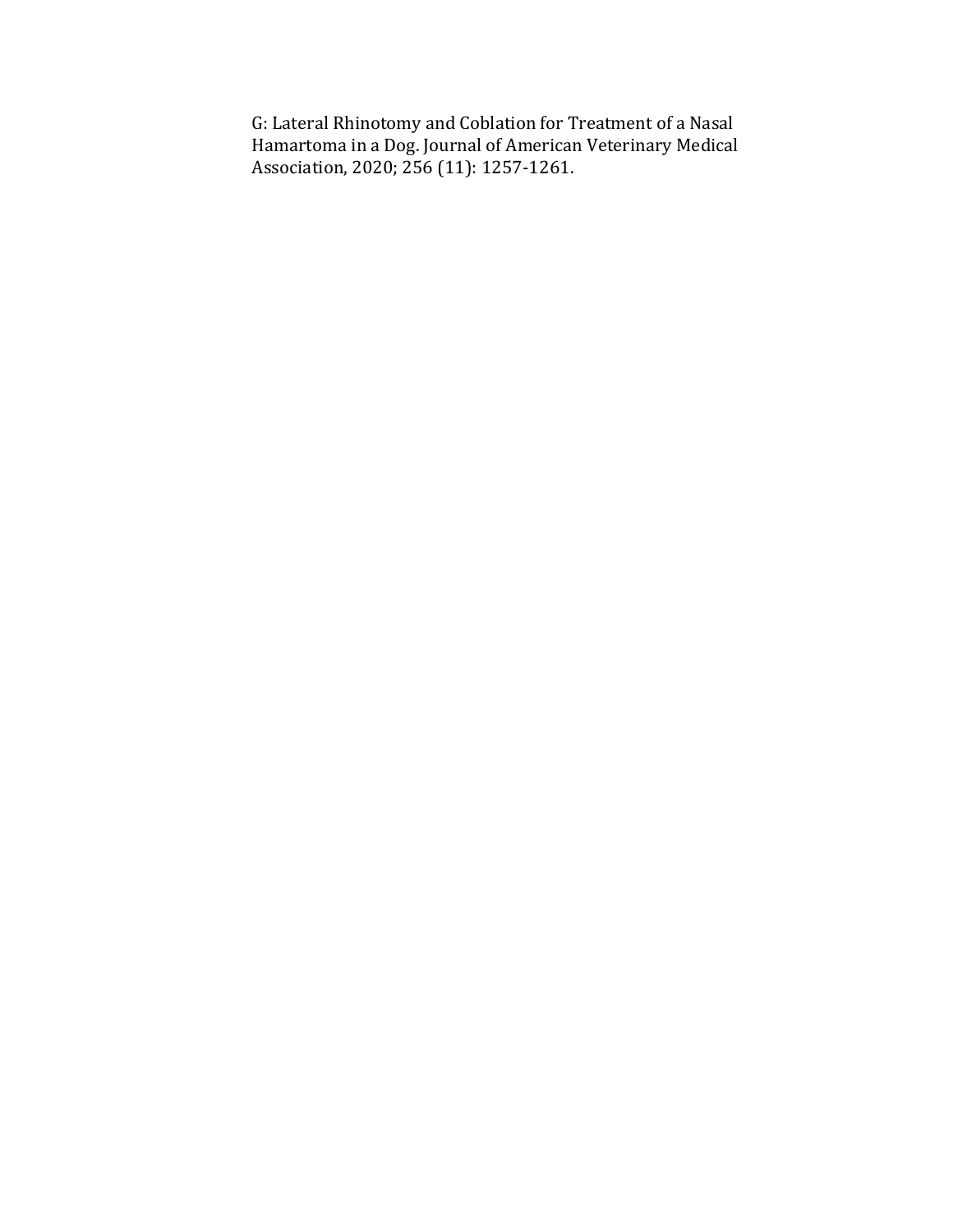G: Lateral Rhinotomy and Coblation for Treatment of a Nasal Hamartoma in a Dog. Journal of American Veterinary Medical Association, 2020; 256 (11): 1257-1261.